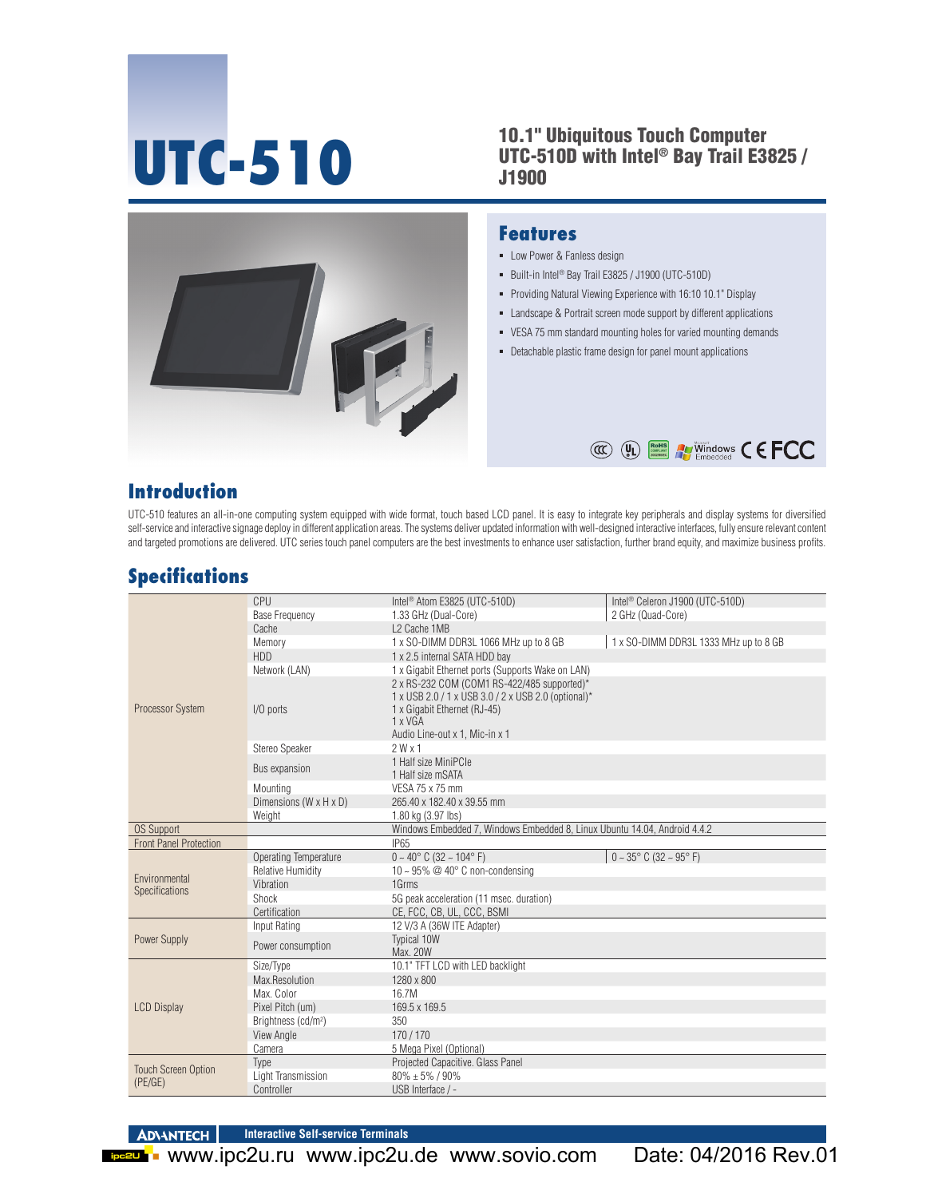# UTC-510

## 10.1" Ubiquitous Touch Computer UTC-510D with Intel® Bay Trail E3825 / J1900

## Features

- Low Power & Fanless design
- Built-in Intel® Bay Trail E3825 / J1900 (UTC-510D)
- Providing Natural Viewing Experience with 16:10 10.1" Display
- Landscape & Portrait screen mode support by different applications
- VESA 75 mm standard mounting holes for varied mounting demands
- Detachable plastic frame design for panel mount applications

## Introduction

UTC-510 features an all-in-one computing system equipped with wide format, touch based LCD panel. It is easy to integrate key peripherals and display systems for diversified self-service and interactive signage deploy in different application areas. The systems deliver updated information with well-designed interactive interfaces, fully ensure relevant content and targeted promotions are delivered. UTC series touch panel computers are the best investments to enhance user satisfaction, further brand equity, and maximize business profits.

## Specifications

| | | | |
|---|---|---|---|
| Processor System | CPU | Intel® Atom E3825 (UTC-510D) | Intel® Celeron J1900 (UTC-510D) |
| | Base Frequency | 1.33 GHz (Dual-Core) | 2 GHz (Quad-Core) |
| | Cache | L2 Cache 1MB | |
| | Memory | 1 x SO-DIMM DDR3L 1066 MHz up to 8 GB | 1 x SO-DIMM DDR3L 1333 MHz up to 8 GB |
| | HDD | 1 x 2.5 internal SATA HDD bay | |
| | Network (LAN) | 1 x Gigabit Ethernet ports (Supports Wake on LAN) | |
| | I/O ports | 2 x RS-232 COM (COM1 RS-422/485 supported)*<br>1 x USB 2.0 / 1 x USB 3.0 / 2 x USB 2.0 (optional)*<br>1 x Gigabit Ethernet (RJ-45)<br>1 x VGA<br>Audio Line-out x 1, Mic-in x 1 | |
| | Stereo Speaker | 2 W x 1 | |
| | Bus expansion | 1 Half size MiniPCIe<br>1 Half size mSATA | |
| | Mounting | VESA 75 x 75 mm | |
| | Dimensions (W x H x D) | 265.40 x 182.40 x 39.55 mm | |
| | Weight | 1.80 kg (3.97 lbs) | |
| OS Support | | Windows Embedded 7, Windows Embedded 8, Linux Ubuntu 14.04, Android 4.4.2 | |
| Front Panel Protection | | IP65 | |
| Environmental Specifications | Operating Temperature | 0 ~ 40° C (32 ~ 104° F) | 0 ~ 35° C (32 ~ 95° F) |
| | Relative Humidity | 10 ~ 95% @ 40° C non-condensing | |
| | Vibration | 1Grms | |
| | Shock | 5G peak acceleration (11 msec. duration) | |
| | Certification | CE, FCC, CB, UL, CCC, BSMI | |
| Power Supply | Input Rating | 12 V/3 A (36W ITE Adapter) | |
| | Power consumption | Typical 10W<br>Max. 20W | |
| LCD Display | Size/Type | 10.1" TFT LCD with LED backlight | |
| | Max.Resolution | 1280 x 800 | |
| | Max. Color | 16.7M | |
| | Pixel Pitch (um) | 169.5 x 169.5 | |
| | Brightness (cd/m²) | 350 | |
| | View Angle | 170 / 170 | |
| | Camera | 5 Mega Pixel (Optional) | |
| Touch Screen Option (PE/GE) | Type | Projected Capacitive. Glass Panel | |
| | Light Transmission | 80% ± 5% / 90% | |
| | Controller | USB Interface / - | |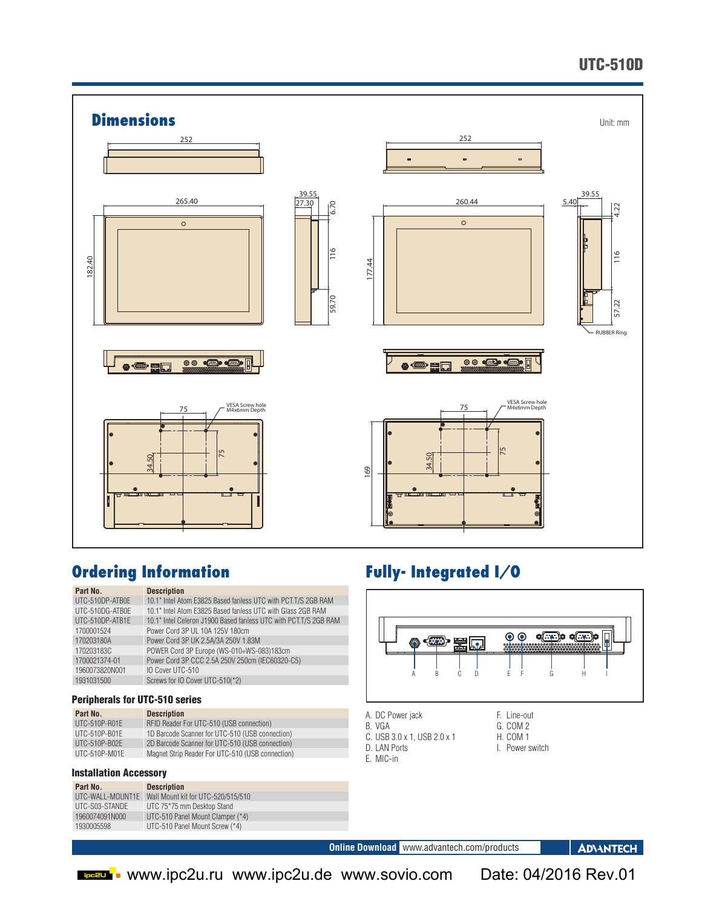# UTC-510D

## Dimensions

Unit: mm

252

252

265.40

39.55

27.30

6.70

116

59.70

182.40

260.44

5.40

39.55

4.22

116

57.22

177.44

RUBBER Ring

75

VESA Screw hole
M4x6mm Depth

34.50

75

75

VESA Screw hole
M4x6mm Depth

34.50

75

169

## Ordering Information

| Part No. | Description |
|---|---|
| UTC-510DP-ATB0E | 10.1" Intel Atom E3825 Based fanless UTC with PCT.T/S 2GB RAM |
| UTC-510DG-ATB0E | 10.1" Intel Atom E3825 Based fanless UTC with Glass 2GB RAM |
| UTC-510DP-ATB1E | 10.1" Intel Celeron J1900 Based fanless UTC with PCT.T/S 2GB RAM |
| 1700001524 | Power Cord 3P UL 10A 125V 180cm |
| 170203180A | Power Cord 3P UK 2.5A/3A 250V 1.83M |
| 170203183C | POWER Cord 3P Europe (WS-010+WS-083)183cm |
| 1700021374-01 | Power Cord 3P CCC 2.5A 250V 250cm (IEC60320-C5) |
| 1960073820N001 | IO Cover UTC-510 |
| 1931031500 | Screws for IO Cover UTC-510(*2) |

### Peripherals for UTC-510 series

| Part No. | Description |
|---|---|
| UTC-510P-R01E | RFID Reader For UTC-510 (USB connection) |
| UTC-510P-B01E | 1D Barcode Scanner for UTC-510 (USB connection) |
| UTC-510P-B02E | 2D Barcode Scanner for UTC-510 (USB connection) |
| UTC-510P-M01E | Magnet Strip Reader For UTC-510 (USB connection) |

### Installation Accessory

| Part No. | Description |
|---|---|
| UTC-WALL-MOUNT1E | Wall Mount kit for UTC-520/515/510 |
| UTC-S03-STANDE | UTC 75*75 mm Desktop Stand |
| 1960074091N000 | UTC-510 Panel Mount Clamper (*4) |
| 1930005598 | UTC-510 Panel Mount Screw (*4) |

## Fully- Integrated I/O

A B C D E F G H I

A. DC Power jack
B. VGA
C. USB 3.0 x 1, USB 2.0 x 1
D. LAN Ports
E. MIC-in
F. Line-out
G. COM 2
H. COM 1
I. Power switch

Online Download www.advantech.com/products

www.ipc2u.ru www.ipc2u.de www.sovio.com Date: 04/2016 Rev.01